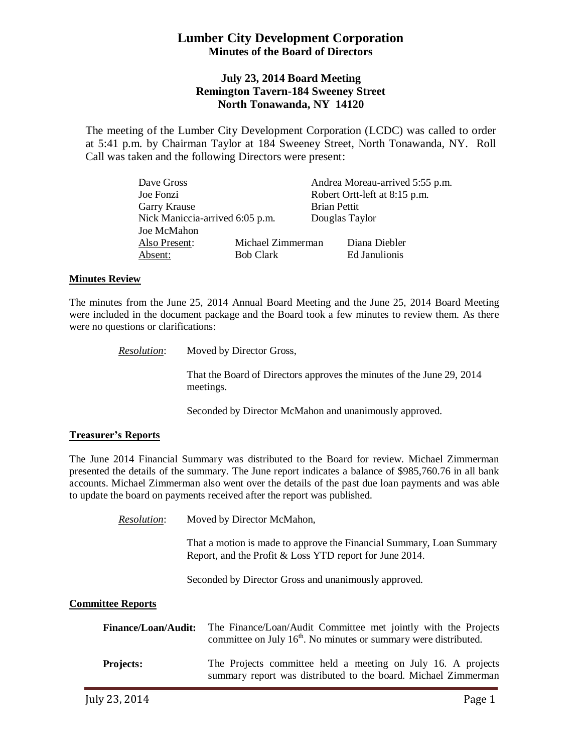# Lumber City Development Corporation
## Minutes of the Board of Directors

### July 23, 2014 Board Meeting
### Remington Tavern-184 Sweeney Street
### North Tonawanda, NY 14120

The meeting of the Lumber City Development Corporation (LCDC) was called to order at 5:41 p.m. by Chairman Taylor at 184 Sweeney Street, North Tonawanda, NY. Roll Call was taken and the following Directors were present:

| | | |
|---|---|---|
| Dave Gross | | Andrea Moreau-arrived 5:55 p.m. |
| Joe Fonzi | | Robert Ortt-left at 8:15 p.m. |
| Garry Krause | | Brian Pettit |
| Nick Maniccia-arrived 6:05 p.m. | | Douglas Taylor |
| Joe McMahon | | |
| Also Present: | Michael Zimmerman | Diana Diebler |
| Absent: | Bob Clark | Ed Janulionis |

**Minutes Review**

The minutes from the June 25, 2014 Annual Board Meeting and the June 25, 2014 Board Meeting were included in the document package and the Board took a few minutes to review them. As there were no questions or clarifications:

*Resolution*: Moved by Director Gross,

That the Board of Directors approves the minutes of the June 29, 2014 meetings.

Seconded by Director McMahon and unanimously approved.

**Treasurer's Reports**

The June 2014 Financial Summary was distributed to the Board for review. Michael Zimmerman presented the details of the summary. The June report indicates a balance of $985,760.76 in all bank accounts. Michael Zimmerman also went over the details of the past due loan payments and was able to update the board on payments received after the report was published.

*Resolution*: Moved by Director McMahon,

That a motion is made to approve the Financial Summary, Loan Summary Report, and the Profit & Loss YTD report for June 2014.

Seconded by Director Gross and unanimously approved.

**Committee Reports**

**Finance/Loan/Audit:** The Finance/Loan/Audit Committee met jointly with the Projects committee on July 16th. No minutes or summary were distributed.

**Projects:** The Projects committee held a meeting on July 16. A projects summary report was distributed to the board. Michael Zimmerman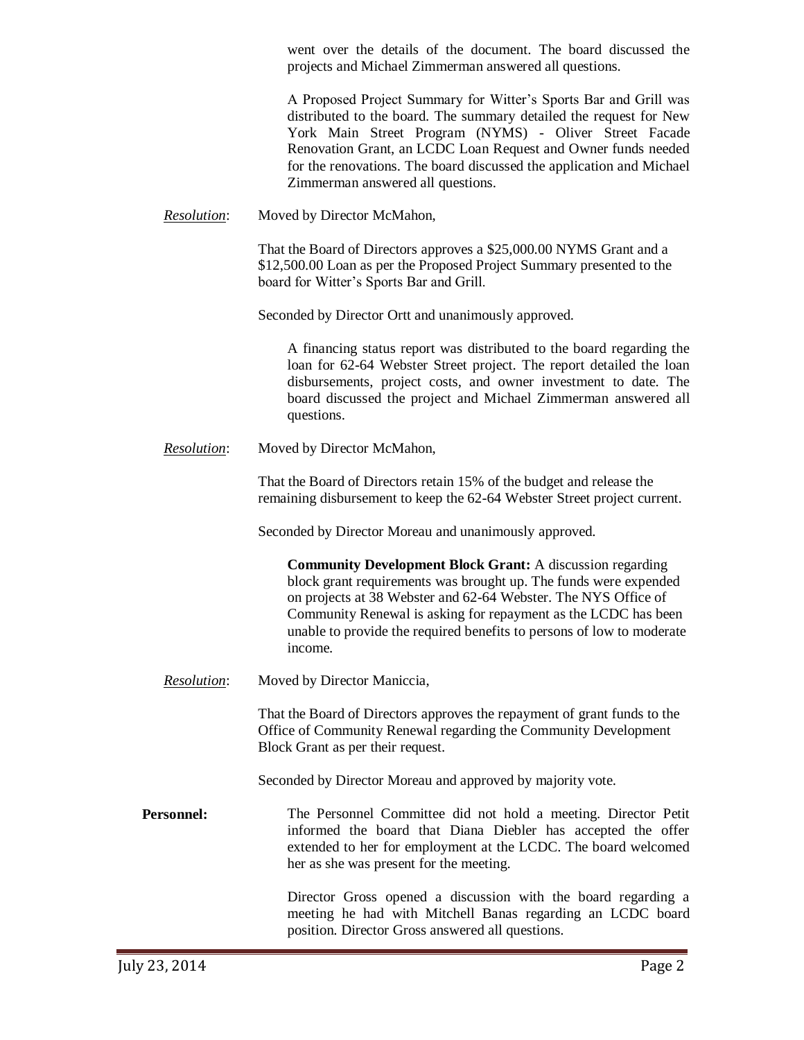went over the details of the document. The board discussed the projects and Michael Zimmerman answered all questions.

A Proposed Project Summary for Witter's Sports Bar and Grill was distributed to the board. The summary detailed the request for New York Main Street Program (NYMS) - Oliver Street Facade Renovation Grant, an LCDC Loan Request and Owner funds needed for the renovations. The board discussed the application and Michael Zimmerman answered all questions.

*Resolution*: Moved by Director McMahon,

That the Board of Directors approves a $25,000.00 NYMS Grant and a $12,500.00 Loan as per the Proposed Project Summary presented to the board for Witter's Sports Bar and Grill.

Seconded by Director Ortt and unanimously approved.

A financing status report was distributed to the board regarding the loan for 62-64 Webster Street project. The report detailed the loan disbursements, project costs, and owner investment to date. The board discussed the project and Michael Zimmerman answered all questions.

*Resolution*: Moved by Director McMahon,

That the Board of Directors retain 15% of the budget and release the remaining disbursement to keep the 62-64 Webster Street project current.

Seconded by Director Moreau and unanimously approved.

**Community Development Block Grant:** A discussion regarding block grant requirements was brought up. The funds were expended on projects at 38 Webster and 62-64 Webster. The NYS Office of Community Renewal is asking for repayment as the LCDC has been unable to provide the required benefits to persons of low to moderate income.

*Resolution*: Moved by Director Maniccia,

That the Board of Directors approves the repayment of grant funds to the Office of Community Renewal regarding the Community Development Block Grant as per their request.

Seconded by Director Moreau and approved by majority vote.

**Personnel:** The Personnel Committee did not hold a meeting. Director Petit informed the board that Diana Diebler has accepted the offer extended to her for employment at the LCDC. The board welcomed her as she was present for the meeting.

Director Gross opened a discussion with the board regarding a meeting he had with Mitchell Banas regarding an LCDC board position. Director Gross answered all questions.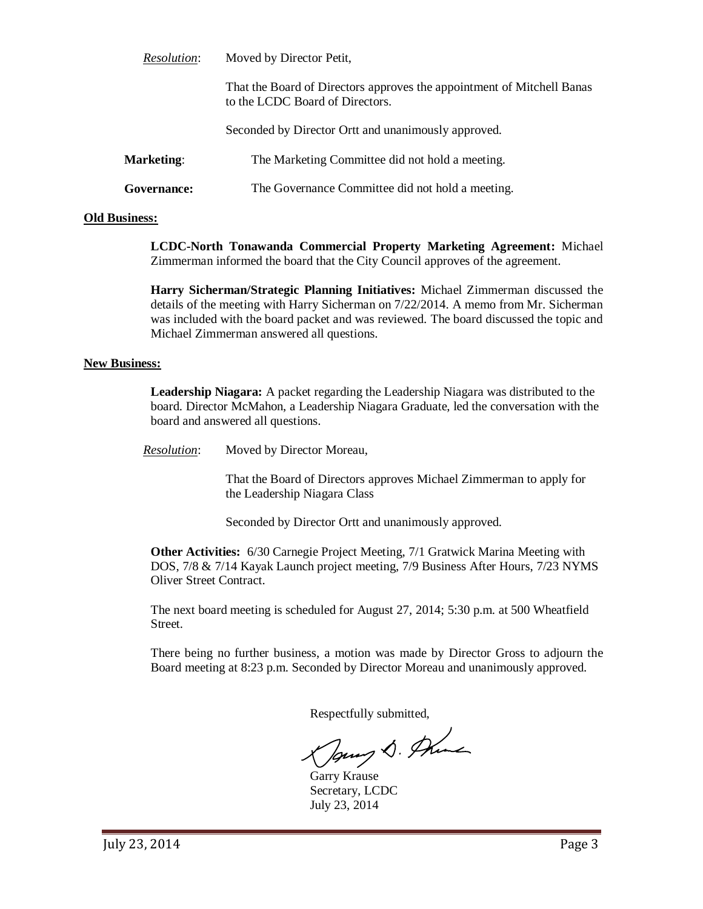*Resolution*: Moved by Director Petit,

That the Board of Directors approves the appointment of Mitchell Banas to the LCDC Board of Directors.

Seconded by Director Ortt and unanimously approved.

**Marketing**: The Marketing Committee did not hold a meeting.

**Governance:** The Governance Committee did not hold a meeting.

**Old Business:**

**LCDC-North Tonawanda Commercial Property Marketing Agreement:** Michael Zimmerman informed the board that the City Council approves of the agreement.

**Harry Sicherman/Strategic Planning Initiatives:** Michael Zimmerman discussed the details of the meeting with Harry Sicherman on 7/22/2014. A memo from Mr. Sicherman was included with the board packet and was reviewed. The board discussed the topic and Michael Zimmerman answered all questions.

**New Business:**

**Leadership Niagara:** A packet regarding the Leadership Niagara was distributed to the board. Director McMahon, a Leadership Niagara Graduate, led the conversation with the board and answered all questions.

*Resolution*: Moved by Director Moreau,

That the Board of Directors approves Michael Zimmerman to apply for the Leadership Niagara Class

Seconded by Director Ortt and unanimously approved.

**Other Activities:** 6/30 Carnegie Project Meeting, 7/1 Gratwick Marina Meeting with DOS, 7/8 & 7/14 Kayak Launch project meeting, 7/9 Business After Hours, 7/23 NYMS Oliver Street Contract.

The next board meeting is scheduled for August 27, 2014; 5:30 p.m. at 500 Wheatfield Street.

There being no further business, a motion was made by Director Gross to adjourn the Board meeting at 8:23 p.m. Seconded by Director Moreau and unanimously approved.

Respectfully submitted,

Garry Krause
Secretary, LCDC
July 23, 2014